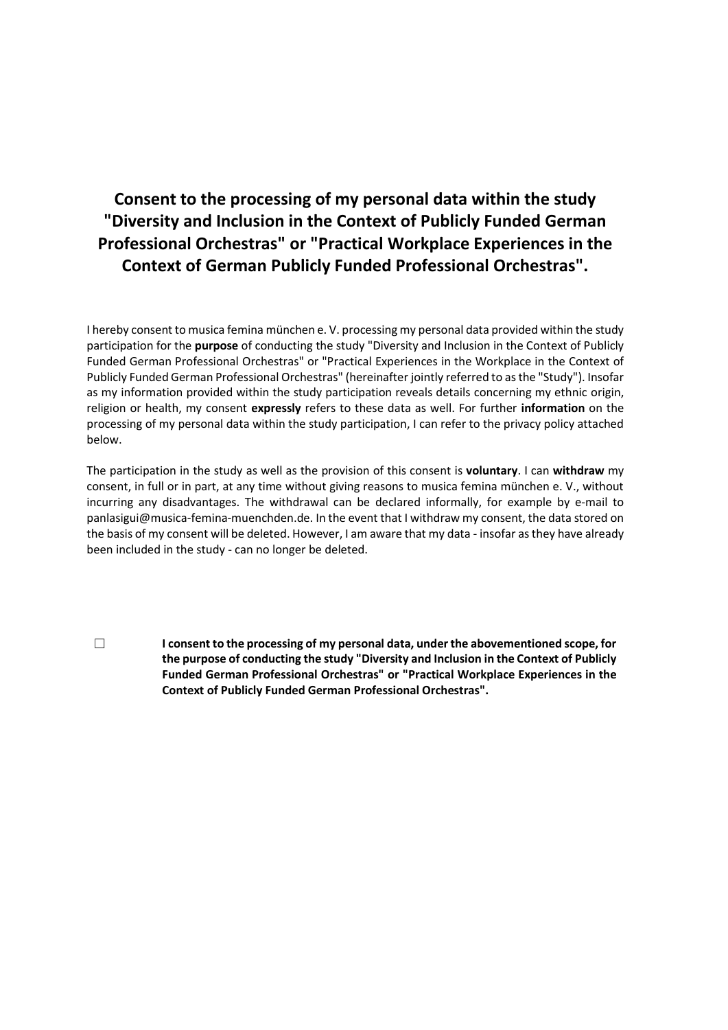# Consent to the processing of my personal data within the study "Diversity and Inclusion in the Context of Publicly Funded German Professional Orchestras" or "Practical Workplace Experiences in the Context of German Publicly Funded Professional Orchestras".

I hereby consent to musica femina münchen e. V. processing my personal data provided within the study participation for the **purpose** of conducting the study "Diversity and Inclusion in the Context of Publicly Funded German Professional Orchestras" or "Practical Experiences in the Workplace in the Context of Publicly Funded German Professional Orchestras" (hereinafter jointly referred to as the "Study"). Insofar as my information provided within the study participation reveals details concerning my ethnic origin, religion or health, my consent **expressly** refers to these data as well. For further **information** on the processing of my personal data within the study participation, I can refer to the privacy policy attached below.

The participation in the study as well as the provision of this consent is **voluntary**. I can **withdraw** my consent, in full or in part, at any time without giving reasons to musica femina münchen e. V., without incurring any disadvantages. The withdrawal can be declared informally, for example by e-mail to panlasigui@musica-femina-muenchden.de. In the event that I withdraw my consent, the data stored on the basis of my consent will be deleted. However, I am aware that my data - insofar as they have already been included in the study - can no longer be deleted.

☐ **I consent to the processing of my personal data, under the abovementioned scope, for the purpose of conducting the study "Diversity and Inclusion in the Context of Publicly Funded German Professional Orchestras" or "Practical Workplace Experiences in the Context of Publicly Funded German Professional Orchestras".**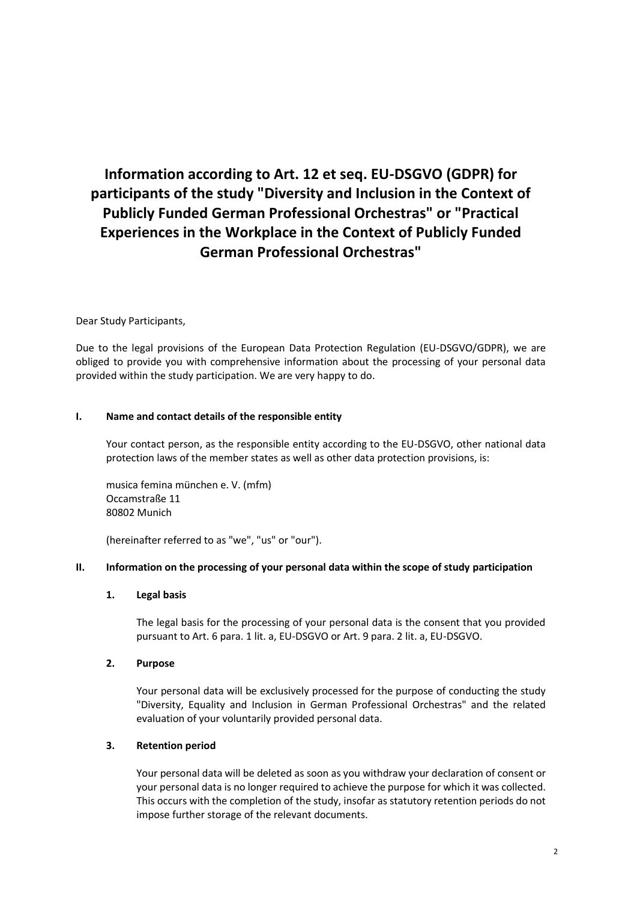# Information according to Art. 12 et seq. EU-DSGVO (GDPR) for participants of the study "Diversity and Inclusion in the Context of Publicly Funded German Professional Orchestras" or "Practical Experiences in the Workplace in the Context of Publicly Funded German Professional Orchestras"

Dear Study Participants,

Due to the legal provisions of the European Data Protection Regulation (EU-DSGVO/GDPR), we are obliged to provide you with comprehensive information about the processing of your personal data provided within the study participation. We are very happy to do.

## I. Name and contact details of the responsible entity

Your contact person, as the responsible entity according to the EU-DSGVO, other national data protection laws of the member states as well as other data protection provisions, is:

musica femina münchen e. V. (mfm)
Occamstraße 11
80802 Munich

(hereinafter referred to as "we", "us" or "our").

## II. Information on the processing of your personal data within the scope of study participation

### 1. Legal basis

The legal basis for the processing of your personal data is the consent that you provided pursuant to Art. 6 para. 1 lit. a, EU-DSGVO or Art. 9 para. 2 lit. a, EU-DSGVO.

### 2. Purpose

Your personal data will be exclusively processed for the purpose of conducting the study "Diversity, Equality and Inclusion in German Professional Orchestras" and the related evaluation of your voluntarily provided personal data.

### 3. Retention period

Your personal data will be deleted as soon as you withdraw your declaration of consent or your personal data is no longer required to achieve the purpose for which it was collected. This occurs with the completion of the study, insofar as statutory retention periods do not impose further storage of the relevant documents.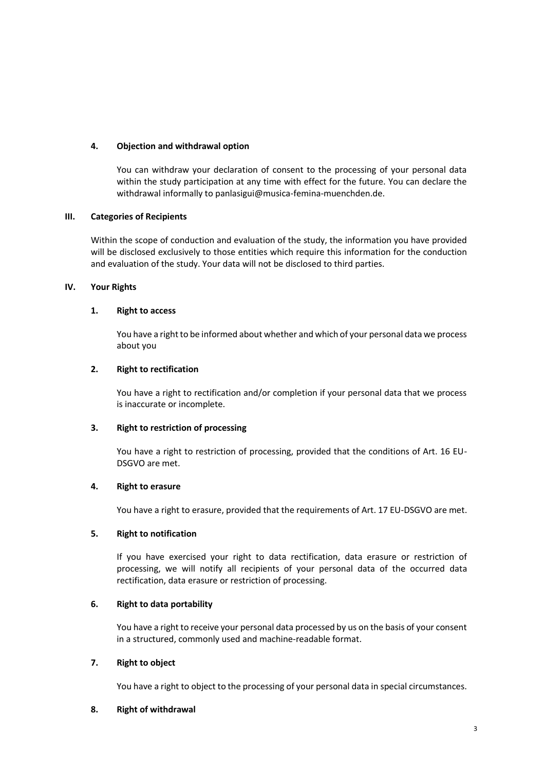#### 4. Objection and withdrawal option

You can withdraw your declaration of consent to the processing of your personal data within the study participation at any time with effect for the future. You can declare the withdrawal informally to panlasigui@musica-femina-muenchden.de.

### III. Categories of Recipients

Within the scope of conduction and evaluation of the study, the information you have provided will be disclosed exclusively to those entities which require this information for the conduction and evaluation of the study. Your data will not be disclosed to third parties.

### IV. Your Rights

#### 1. Right to access

You have a right to be informed about whether and which of your personal data we process about you

#### 2. Right to rectification

You have a right to rectification and/or completion if your personal data that we process is inaccurate or incomplete.

#### 3. Right to restriction of processing

You have a right to restriction of processing, provided that the conditions of Art. 16 EU-DSGVO are met.

#### 4. Right to erasure

You have a right to erasure, provided that the requirements of Art. 17 EU-DSGVO are met.

#### 5. Right to notification

If you have exercised your right to data rectification, data erasure or restriction of processing, we will notify all recipients of your personal data of the occurred data rectification, data erasure or restriction of processing.

#### 6. Right to data portability

You have a right to receive your personal data processed by us on the basis of your consent in a structured, commonly used and machine-readable format.

#### 7. Right to object

You have a right to object to the processing of your personal data in special circumstances.

#### 8. Right of withdrawal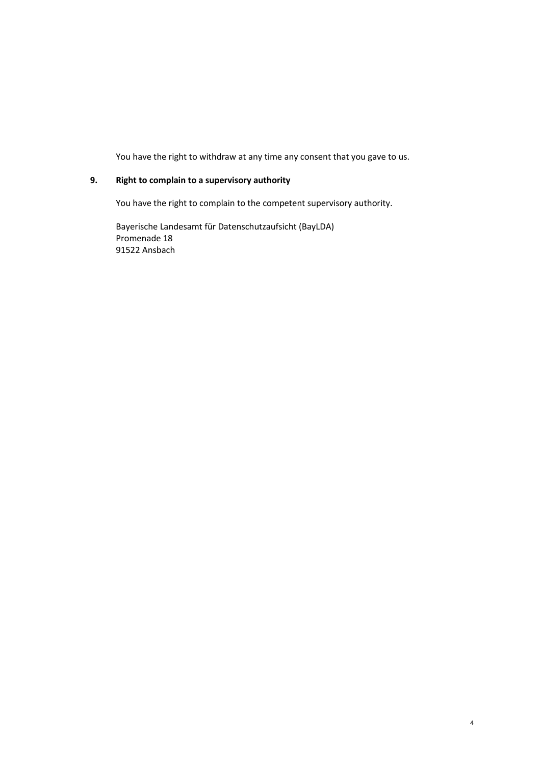You have the right to withdraw at any time any consent that you gave to us.

## 9. Right to complain to a supervisory authority

You have the right to complain to the competent supervisory authority.

Bayerische Landesamt für Datenschutzaufsicht (BayLDA)
Promenade 18
91522 Ansbach